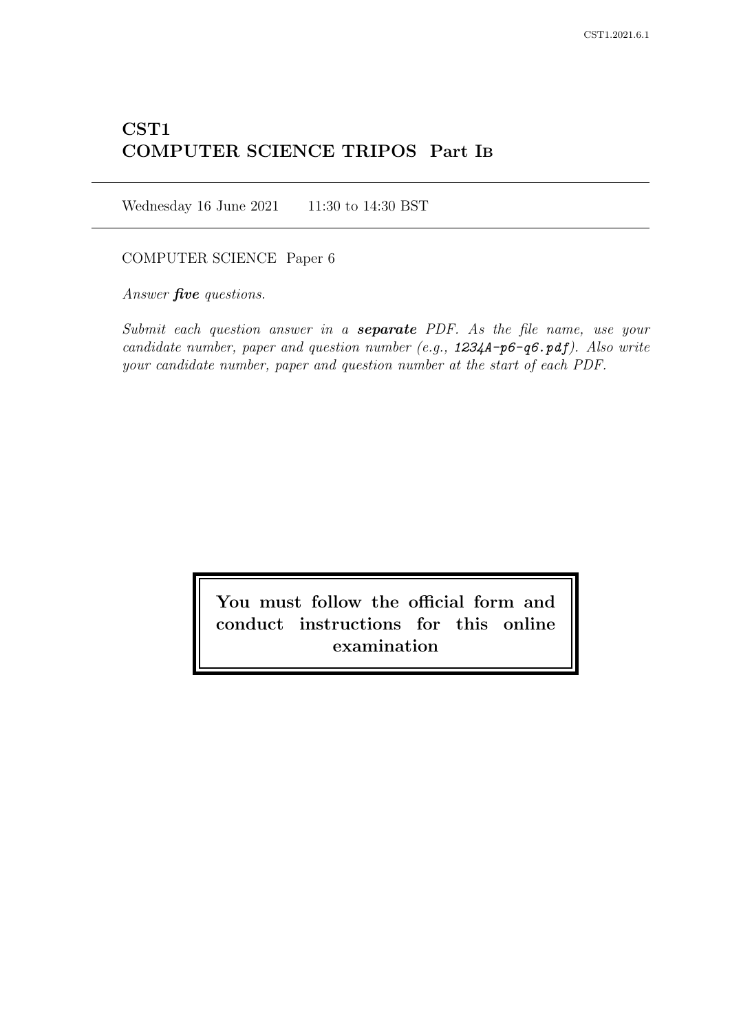# CST1
# COMPUTER SCIENCE TRIPOS Part IB

Wednesday 16 June 2021    11:30 to 14:30 BST

COMPUTER SCIENCE Paper 6

*Answer **five** questions.*

*Submit each question answer in a **separate** PDF. As the file name, use your candidate number, paper and question number (e.g., 1234A-p6-q6.pdf). Also write your candidate number, paper and question number at the start of each PDF.*

**You must follow the official form and conduct instructions for this online examination**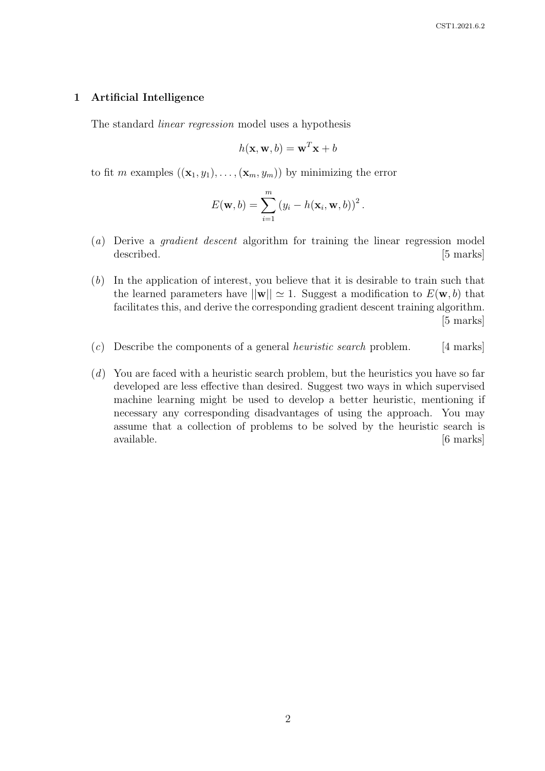## 1 Artificial Intelligence

The standard *linear regression* model uses a hypothesis

$$h(\mathbf{x}, \mathbf{w}, b) = \mathbf{w}^T \mathbf{x} + b$$

to fit $m$ examples $((\mathbf{x}_1, y_1), \ldots, (\mathbf{x}_m, y_m))$ by minimizing the error

$$E(\mathbf{w}, b) = \sum_{i=1}^{m} \left(y_i - h(\mathbf{x}_i, \mathbf{w}, b)\right)^2 .$$

(*a*) Derive a *gradient descent* algorithm for training the linear regression model described. [5 marks]

(*b*) In the application of interest, you believe that it is desirable to train such that the learned parameters have $||\mathbf{w}|| \simeq 1$. Suggest a modification to $E(\mathbf{w}, b)$ that facilitates this, and derive the corresponding gradient descent training algorithm. [5 marks]

(*c*) Describe the components of a general *heuristic search* problem. [4 marks]

(*d*) You are faced with a heuristic search problem, but the heuristics you have so far developed are less effective than desired. Suggest two ways in which supervised machine learning might be used to develop a better heuristic, mentioning if necessary any corresponding disadvantages of using the approach. You may assume that a collection of problems to be solved by the heuristic search is available. [6 marks]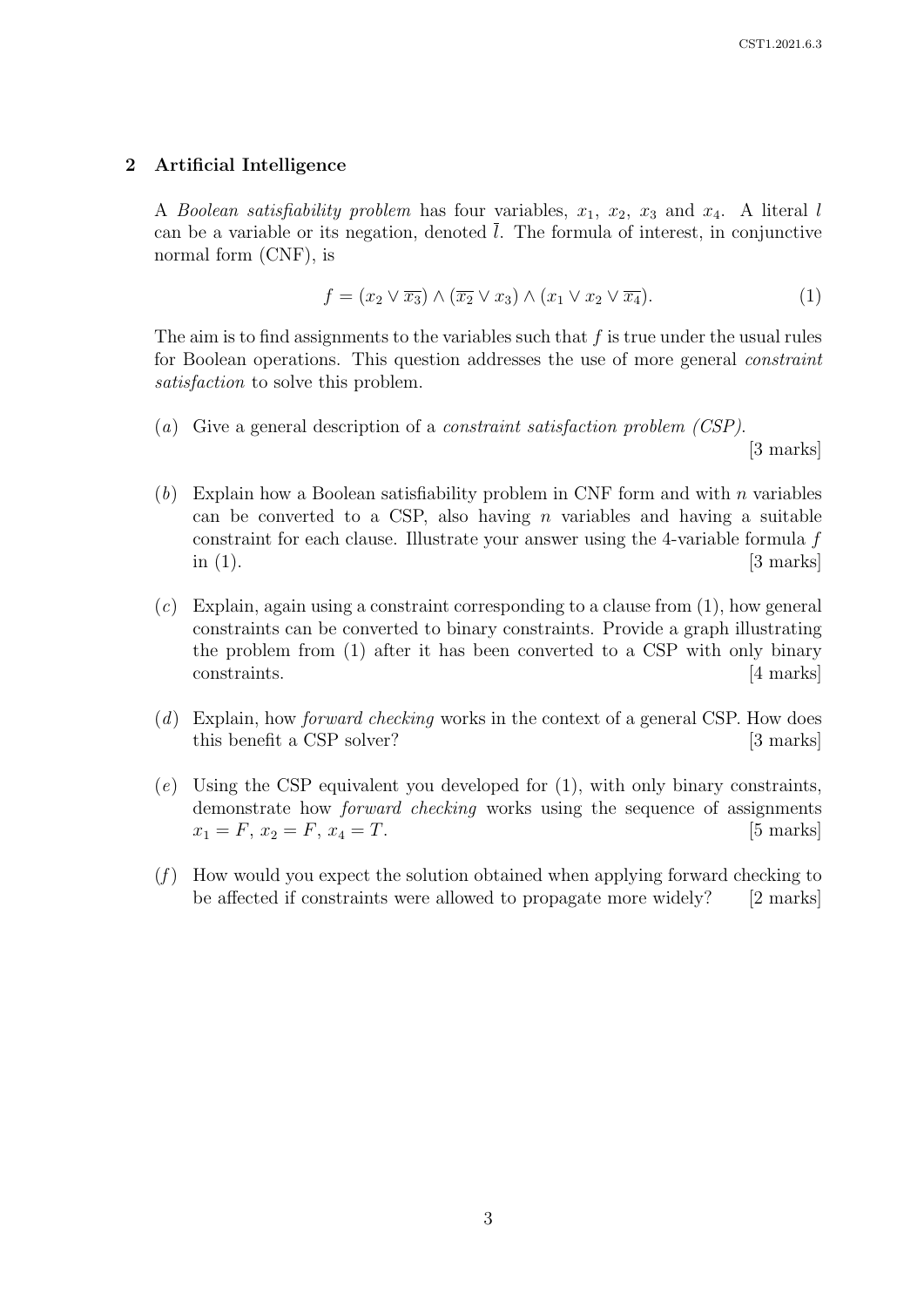## 2 Artificial Intelligence

A *Boolean satisfiability problem* has four variables, $x_1$, $x_2$, $x_3$ and $x_4$. A literal $l$ can be a variable or its negation, denoted $\overline{l}$. The formula of interest, in conjunctive normal form (CNF), is

$$f = (x_2 \vee \overline{x_3}) \wedge (\overline{x_2} \vee x_3) \wedge (x_1 \vee x_2 \vee \overline{x_4}). \tag{1}$$

The aim is to find assignments to the variables such that $f$ is true under the usual rules for Boolean operations. This question addresses the use of more general *constraint satisfaction* to solve this problem.

(*a*) Give a general description of a *constraint satisfaction problem (CSP)*. [3 marks]

(*b*) Explain how a Boolean satisfiability problem in CNF form and with $n$ variables can be converted to a CSP, also having $n$ variables and having a suitable constraint for each clause. Illustrate your answer using the 4-variable formula $f$ in (1). [3 marks]

(*c*) Explain, again using a constraint corresponding to a clause from (1), how general constraints can be converted to binary constraints. Provide a graph illustrating the problem from (1) after it has been converted to a CSP with only binary constraints. [4 marks]

(*d*) Explain, how *forward checking* works in the context of a general CSP. How does this benefit a CSP solver? [3 marks]

(*e*) Using the CSP equivalent you developed for (1), with only binary constraints, demonstrate how *forward checking* works using the sequence of assignments $x_1 = F$, $x_2 = F$, $x_4 = T$. [5 marks]

(*f*) How would you expect the solution obtained when applying forward checking to be affected if constraints were allowed to propagate more widely? [2 marks]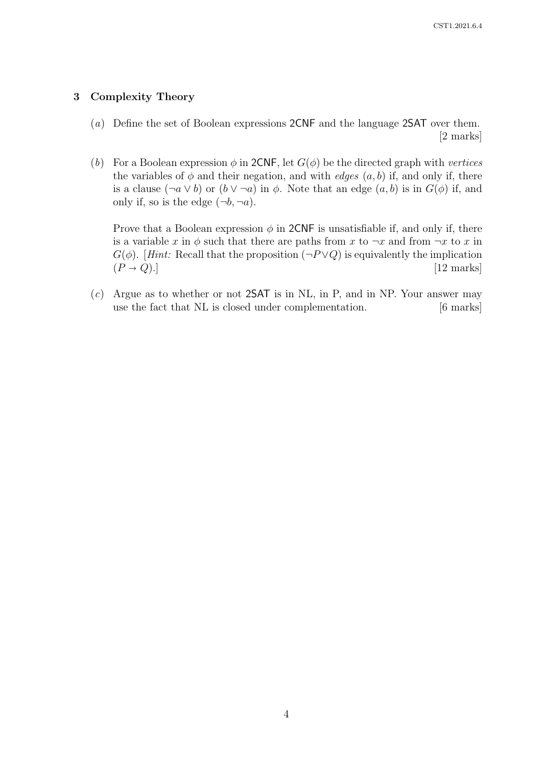## 3 Complexity Theory

(*a*) Define the set of Boolean expressions 2CNF and the language 2SAT over them. [2 marks]

(*b*) For a Boolean expression $\phi$ in 2CNF, let $G(\phi)$ be the directed graph with *vertices* the variables of $\phi$ and their negation, and with *edges* $(a, b)$ if, and only if, there is a clause $(\neg a \vee b)$ or $(b \vee \neg a)$ in $\phi$. Note that an edge $(a, b)$ is in $G(\phi)$ if, and only if, so is the edge $(\neg b, \neg a)$.

Prove that a Boolean expression $\phi$ in 2CNF is unsatisfiable if, and only if, there is a variable $x$ in $\phi$ such that there are paths from $x$ to $\neg x$ and from $\neg x$ to $x$ in $G(\phi)$. [*Hint:* Recall that the proposition $(\neg P \vee Q)$ is equivalently the implication $(P \rightarrow Q)$.] [12 marks]

(*c*) Argue as to whether or not 2SAT is in NL, in P, and in NP. Your answer may use the fact that NL is closed under complementation. [6 marks]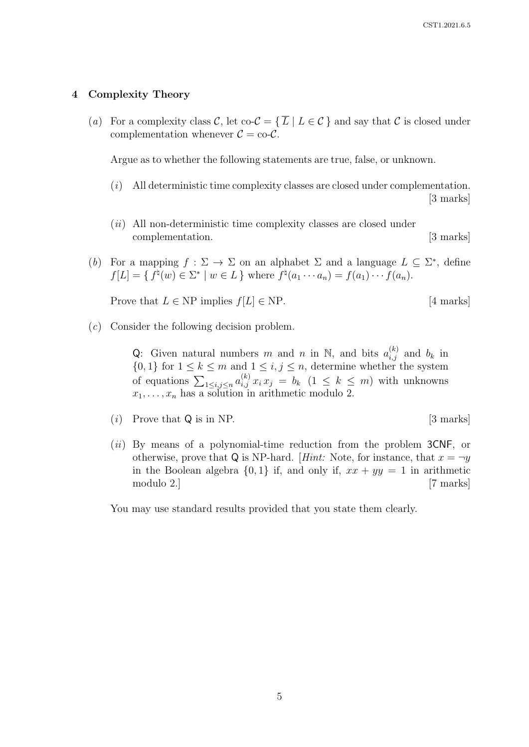## 4 Complexity Theory

(*a*) For a complexity class $\mathcal{C}$, let co-$\mathcal{C} = \{ \overline{L} \mid L \in \mathcal{C} \}$ and say that $\mathcal{C}$ is closed under complementation whenever $\mathcal{C} = \text{co-}\mathcal{C}$.

Argue as to whether the following statements are true, false, or unknown.

(*i*) All deterministic time complexity classes are closed under complementation. [3 marks]

(*ii*) All non-deterministic time complexity classes are closed under complementation. [3 marks]

(*b*) For a mapping $f : \Sigma \to \Sigma$ on an alphabet $\Sigma$ and a language $L \subseteq \Sigma^*$, define $f[L] = \{ f^\natural(w) \in \Sigma^* \mid w \in L \}$ where $f^\natural(a_1 \cdots a_n) = f(a_1) \cdots f(a_n)$.

Prove that $L \in \text{NP}$ implies $f[L] \in \text{NP}$. [4 marks]

(*c*) Consider the following decision problem.

> Q: Given natural numbers $m$ and $n$ in $\mathbb{N}$, and bits $a^{(k)}_{i,j}$ and $b_k$ in $\{0, 1\}$ for $1 \leq k \leq m$ and $1 \leq i, j \leq n$, determine whether the system of equations $\sum_{1 \leq i,j \leq n} a^{(k)}_{i,j}\, x_i\, x_j = b_k$ $(1 \leq k \leq m)$ with unknowns $x_1, \ldots, x_n$ has a solution in arithmetic modulo 2.

(*i*) Prove that Q is in NP. [3 marks]

(*ii*) By means of a polynomial-time reduction from the problem 3CNF, or otherwise, prove that Q is NP-hard. [*Hint:* Note, for instance, that $x = \neg y$ in the Boolean algebra $\{0, 1\}$ if, and only if, $xx + yy = 1$ in arithmetic modulo 2.] [7 marks]

You may use standard results provided that you state them clearly.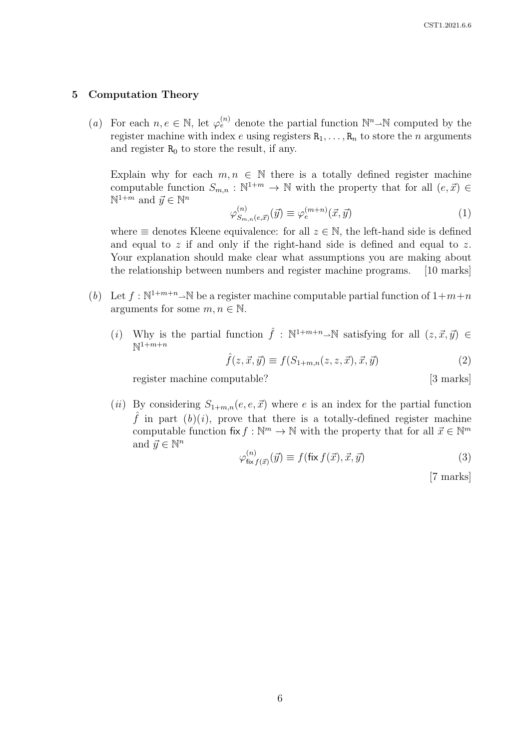## 5 Computation Theory

(*a*) For each $n, e \in \mathbb{N}$, let $\varphi_e^{(n)}$ denote the partial function $\mathbb{N}^n \rightharpoonup \mathbb{N}$ computed by the register machine with index $e$ using registers $\mathtt{R}_1, \ldots, \mathtt{R}_n$ to store the $n$ arguments and register $\mathtt{R}_0$ to store the result, if any.

Explain why for each $m, n \in \mathbb{N}$ there is a totally defined register machine computable function $S_{m,n} : \mathbb{N}^{1+m} \to \mathbb{N}$ with the property that for all $(e, \vec{x}) \in \mathbb{N}^{1+m}$ and $\vec{y} \in \mathbb{N}^n$

$$\varphi^{(n)}_{S_{m,n}(e,\vec{x})}(\vec{y}) \equiv \varphi^{(m+n)}_e(\vec{x}, \vec{y}) \tag{1}$$

where $\equiv$ denotes Kleene equivalence: for all $z \in \mathbb{N}$, the left-hand side is defined and equal to $z$ if and only if the right-hand side is defined and equal to $z$. Your explanation should make clear what assumptions you are making about the relationship between numbers and register machine programs. [10 marks]

(*b*) Let $f : \mathbb{N}^{1+m+n} \rightharpoonup \mathbb{N}$ be a register machine computable partial function of $1+m+n$ arguments for some $m, n \in \mathbb{N}$.

(*i*) Why is the partial function $\hat{f} : \mathbb{N}^{1+m+n} \rightharpoonup \mathbb{N}$ satisfying for all $(z, \vec{x}, \vec{y}) \in \mathbb{N}^{1+m+n}$

$$\hat{f}(z, \vec{x}, \vec{y}) \equiv f(S_{1+m,n}(z, z, \vec{x}), \vec{x}, \vec{y}) \tag{2}$$

register machine computable? [3 marks]

(*ii*) By considering $S_{1+m,n}(e, e, \vec{x})$ where $e$ is an index for the partial function $\hat{f}$ in part (*b*)(*i*), prove that there is a totally-defined register machine computable function $\mathsf{fix}\, f : \mathbb{N}^m \to \mathbb{N}$ with the property that for all $\vec{x} \in \mathbb{N}^m$ and $\vec{y} \in \mathbb{N}^n$

$$\varphi^{(n)}_{\mathsf{fix}\, f(\vec{x})}(\vec{y}) \equiv f(\mathsf{fix}\, f(\vec{x}), \vec{x}, \vec{y}) \tag{3}$$

[7 marks]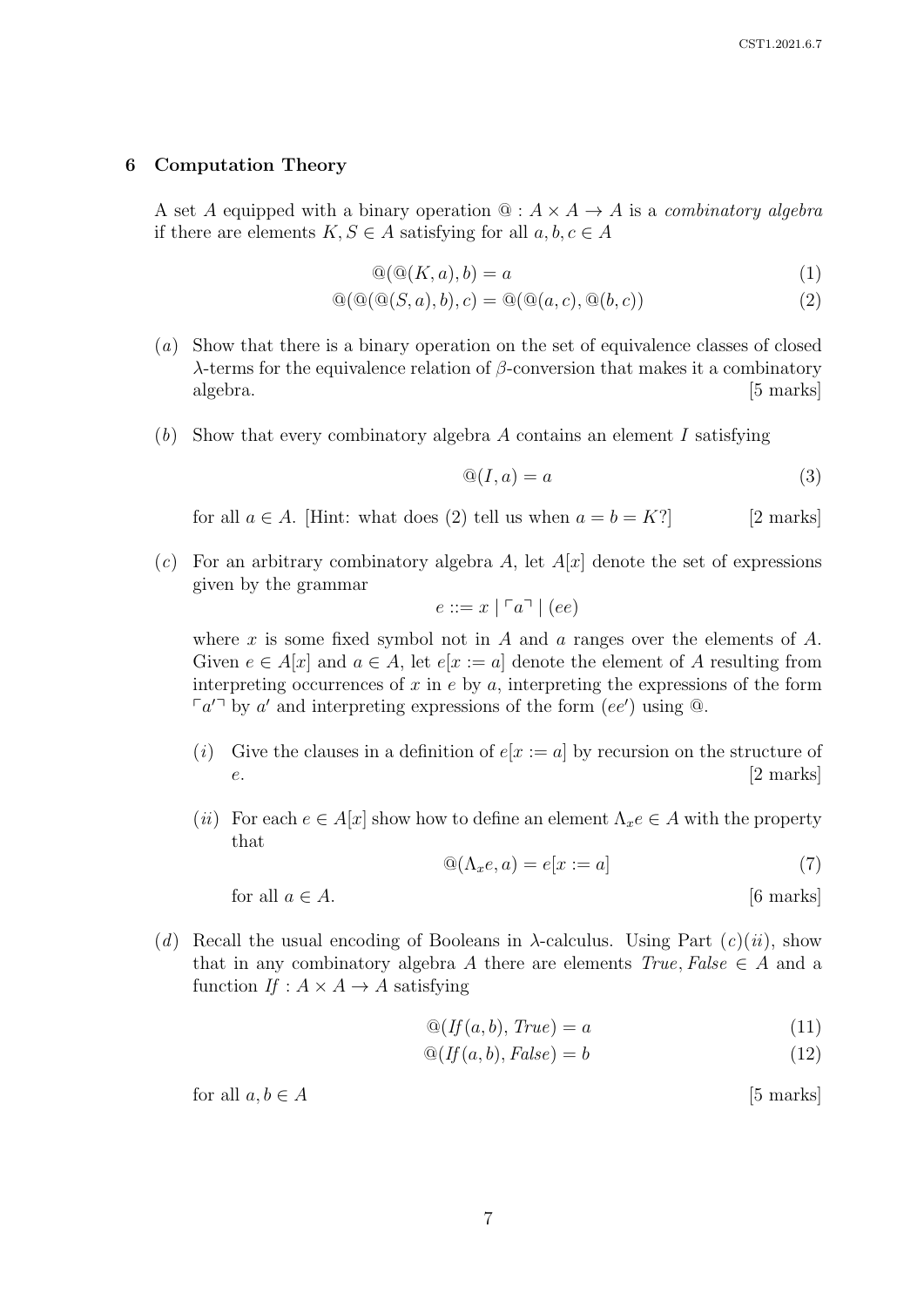## 6 Computation Theory

A set $A$ equipped with a binary operation $@ : A \times A \to A$ is a *combinatory algebra* if there are elements $K, S \in A$ satisfying for all $a, b, c \in A$

$$@(@(K, a), b) = a \tag{1}$$

$$@(@(@(S, a), b), c) = @(@(a, c), @(b, c)) \tag{2}$$

(*a*) Show that there is a binary operation on the set of equivalence classes of closed $\lambda$-terms for the equivalence relation of $\beta$-conversion that makes it a combinatory algebra. [5 marks]

(*b*) Show that every combinatory algebra $A$ contains an element $I$ satisfying

$$@(I, a) = a \tag{3}$$

for all $a \in A$. [Hint: what does (2) tell us when $a = b = K$?] [2 marks]

(*c*) For an arbitrary combinatory algebra $A$, let $A[x]$ denote the set of expressions given by the grammar

$$e ::= x \mid \ulcorner a \urcorner \mid (ee)$$

where $x$ is some fixed symbol not in $A$ and $a$ ranges over the elements of $A$. Given $e \in A[x]$ and $a \in A$, let $e[x := a]$ denote the element of $A$ resulting from interpreting occurrences of $x$ in $e$ by $a$, interpreting the expressions of the form $\ulcorner a' \urcorner$ by $a'$ and interpreting expressions of the form $(ee')$ using $@$.

(*i*) Give the clauses in a definition of $e[x := a]$ by recursion on the structure of $e$. [2 marks]

(*ii*) For each $e \in A[x]$ show how to define an element $\Lambda_x e \in A$ with the property that

$$@(\Lambda_x e, a) = e[x := a] \tag{7}$$

for all $a \in A$. [6 marks]

(*d*) Recall the usual encoding of Booleans in $\lambda$-calculus. Using Part (*c*)(*ii*), show that in any combinatory algebra $A$ there are elements $\mathit{True}, \mathit{False} \in A$ and a function $\mathit{If} : A \times A \to A$ satisfying

$$@(\mathit{If}(a, b), \mathit{True}) = a \tag{11}$$

$$@(\mathit{If}(a, b), \mathit{False}) = b \tag{12}$$

for all $a, b \in A$ [5 marks]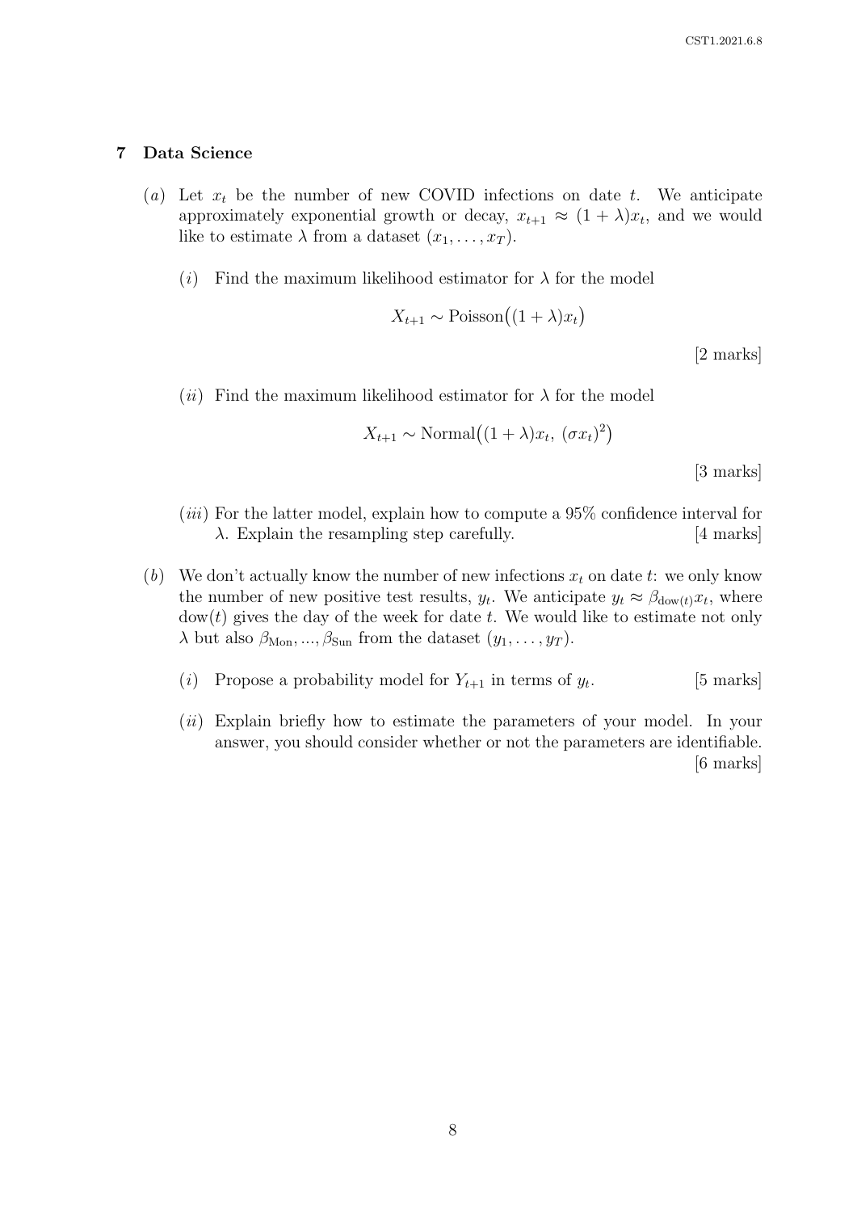## 7 Data Science

(*a*) Let $x_t$ be the number of new COVID infections on date $t$. We anticipate approximately exponential growth or decay, $x_{t+1} \approx (1+\lambda)x_t$, and we would like to estimate $\lambda$ from a dataset $(x_1, \ldots, x_T)$.

(*i*) Find the maximum likelihood estimator for $\lambda$ for the model

$$X_{t+1} \sim \text{Poisson}\big((1+\lambda)x_t\big)$$

[2 marks]

(*ii*) Find the maximum likelihood estimator for $\lambda$ for the model

$$X_{t+1} \sim \text{Normal}\big((1+\lambda)x_t,\ (\sigma x_t)^2\big)$$

[3 marks]

(*iii*) For the latter model, explain how to compute a 95% confidence interval for $\lambda$. Explain the resampling step carefully. [4 marks]

(*b*) We don't actually know the number of new infections $x_t$ on date $t$: we only know the number of new positive test results, $y_t$. We anticipate $y_t \approx \beta_{\text{dow}(t)} x_t$, where $\text{dow}(t)$ gives the day of the week for date $t$. We would like to estimate not only $\lambda$ but also $\beta_{\text{Mon}}, ..., \beta_{\text{Sun}}$ from the dataset $(y_1, \ldots, y_T)$.

(*i*) Propose a probability model for $Y_{t+1}$ in terms of $y_t$. [5 marks]

(*ii*) Explain briefly how to estimate the parameters of your model. In your answer, you should consider whether or not the parameters are identifiable. [6 marks]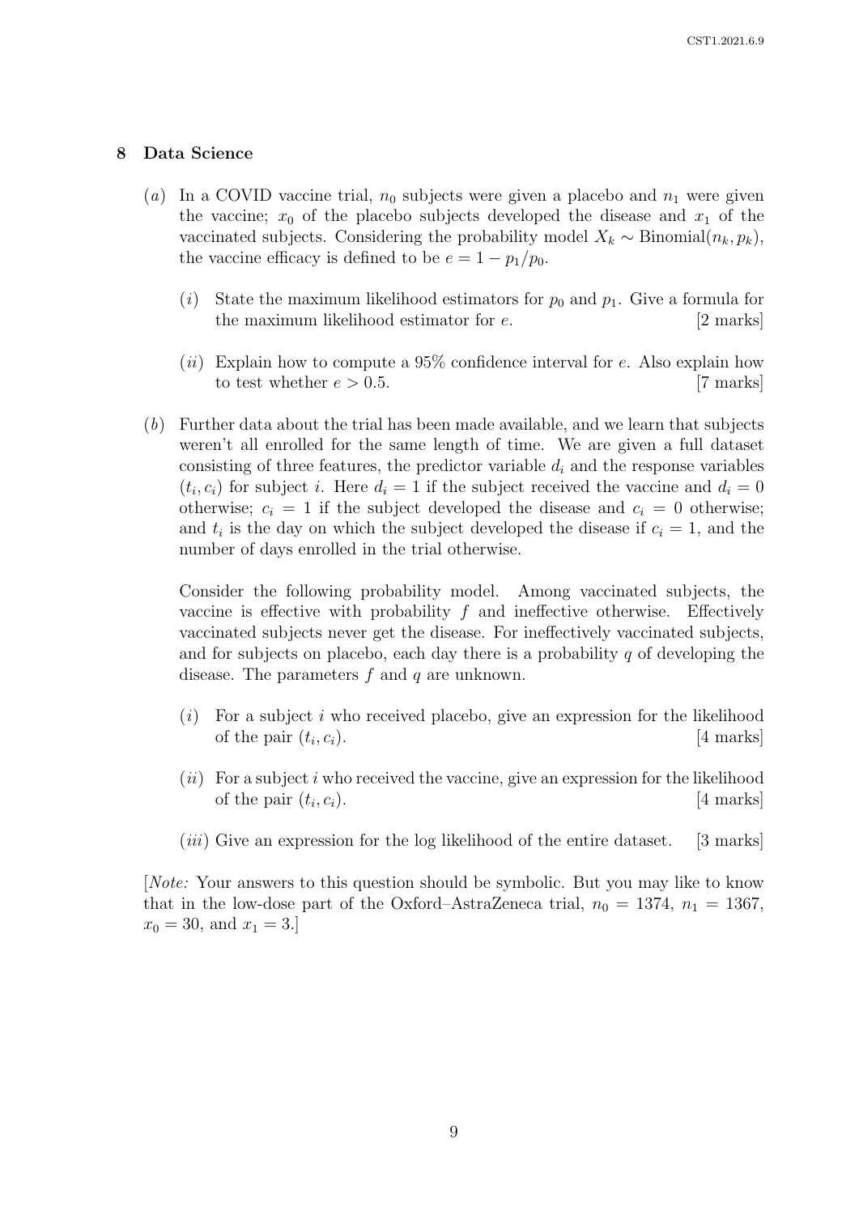## 8 Data Science

(*a*) In a COVID vaccine trial, $n_0$ subjects were given a placebo and $n_1$ were given the vaccine; $x_0$ of the placebo subjects developed the disease and $x_1$ of the vaccinated subjects. Considering the probability model $X_k \sim \text{Binomial}(n_k, p_k)$, the vaccine efficacy is defined to be $e = 1 - p_1/p_0$.

(*i*) State the maximum likelihood estimators for $p_0$ and $p_1$. Give a formula for the maximum likelihood estimator for $e$. [2 marks]

(*ii*) Explain how to compute a 95% confidence interval for $e$. Also explain how to test whether $e > 0.5$. [7 marks]

(*b*) Further data about the trial has been made available, and we learn that subjects weren't all enrolled for the same length of time. We are given a full dataset consisting of three features, the predictor variable $d_i$ and the response variables $(t_i, c_i)$ for subject $i$. Here $d_i = 1$ if the subject received the vaccine and $d_i = 0$ otherwise; $c_i = 1$ if the subject developed the disease and $c_i = 0$ otherwise; and $t_i$ is the day on which the subject developed the disease if $c_i = 1$, and the number of days enrolled in the trial otherwise.

Consider the following probability model. Among vaccinated subjects, the vaccine is effective with probability $f$ and ineffective otherwise. Effectively vaccinated subjects never get the disease. For ineffectively vaccinated subjects, and for subjects on placebo, each day there is a probability $q$ of developing the disease. The parameters $f$ and $q$ are unknown.

(*i*) For a subject $i$ who received placebo, give an expression for the likelihood of the pair $(t_i, c_i)$. [4 marks]

(*ii*) For a subject $i$ who received the vaccine, give an expression for the likelihood of the pair $(t_i, c_i)$. [4 marks]

(*iii*) Give an expression for the log likelihood of the entire dataset. [3 marks]

[*Note:* Your answers to this question should be symbolic. But you may like to know that in the low-dose part of the Oxford–AstraZeneca trial, $n_0 = 1374$, $n_1 = 1367$, $x_0 = 30$, and $x_1 = 3$.]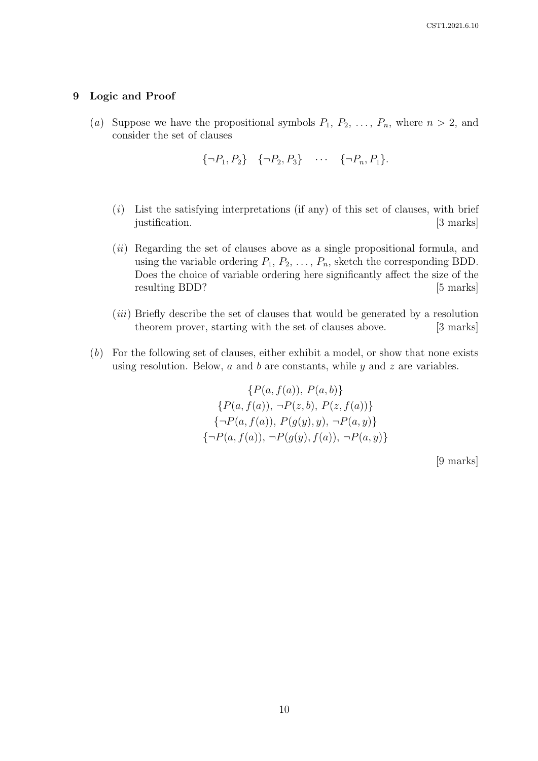## 9 Logic and Proof

(*a*) Suppose we have the propositional symbols $P_1$, $P_2$, $\ldots$, $P_n$, where $n > 2$, and consider the set of clauses

$$\{\neg P_1, P_2\} \quad \{\neg P_2, P_3\} \quad \cdots \quad \{\neg P_n, P_1\}.$$

(*i*) List the satisfying interpretations (if any) of this set of clauses, with brief justification. [3 marks]

(*ii*) Regarding the set of clauses above as a single propositional formula, and using the variable ordering $P_1$, $P_2$, $\ldots$, $P_n$, sketch the corresponding BDD. Does the choice of variable ordering here significantly affect the size of the resulting BDD? [5 marks]

(*iii*) Briefly describe the set of clauses that would be generated by a resolution theorem prover, starting with the set of clauses above. [3 marks]

(*b*) For the following set of clauses, either exhibit a model, or show that none exists using resolution. Below, $a$ and $b$ are constants, while $y$ and $z$ are variables.

$$\{P(a, f(a)),\ P(a, b)\}$$
$$\{P(a, f(a)),\ \neg P(z, b),\ P(z, f(a))\}$$
$$\{\neg P(a, f(a)),\ P(g(y), y),\ \neg P(a, y)\}$$
$$\{\neg P(a, f(a)),\ \neg P(g(y), f(a)),\ \neg P(a, y)\}$$

[9 marks]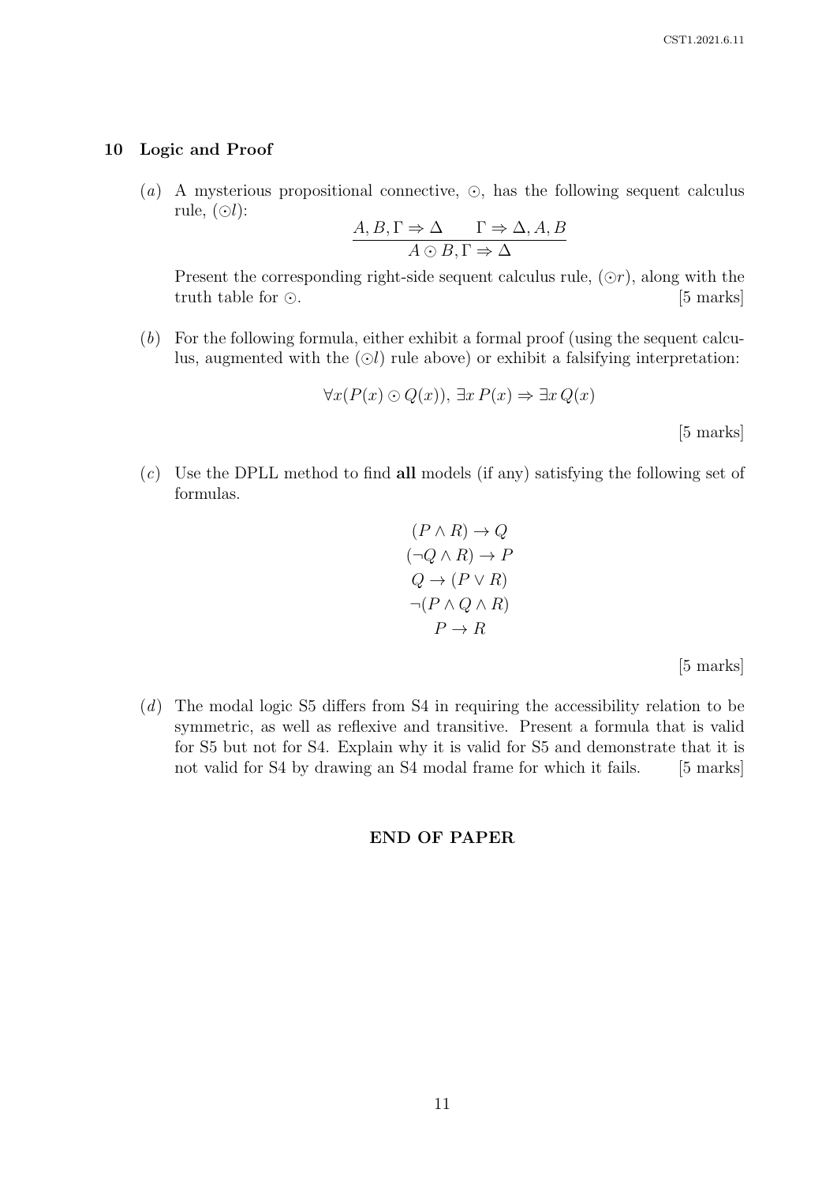## 10 Logic and Proof

(*a*) A mysterious propositional connective, $\odot$, has the following sequent calculus rule, $(\odot l)$:

$$\frac{A, B, \Gamma \Rightarrow \Delta \qquad \Gamma \Rightarrow \Delta, A, B}{A \odot B, \Gamma \Rightarrow \Delta}$$

Present the corresponding right-side sequent calculus rule, $(\odot r)$, along with the truth table for $\odot$. [5 marks]

(*b*) For the following formula, either exhibit a formal proof (using the sequent calculus, augmented with the $(\odot l)$ rule above) or exhibit a falsifying interpretation:

$$\forall x (P(x) \odot Q(x)), \exists x\, P(x) \Rightarrow \exists x\, Q(x)$$

[5 marks]

(*c*) Use the DPLL method to find **all** models (if any) satisfying the following set of formulas.

$$(P \land R) \to Q$$
$$(\neg Q \land R) \to P$$
$$Q \to (P \lor R)$$
$$\neg(P \land Q \land R)$$
$$P \to R$$

[5 marks]

(*d*) The modal logic S5 differs from S4 in requiring the accessibility relation to be symmetric, as well as reflexive and transitive. Present a formula that is valid for S5 but not for S4. Explain why it is valid for S5 and demonstrate that it is not valid for S4 by drawing an S4 modal frame for which it fails. [5 marks]

**END OF PAPER**